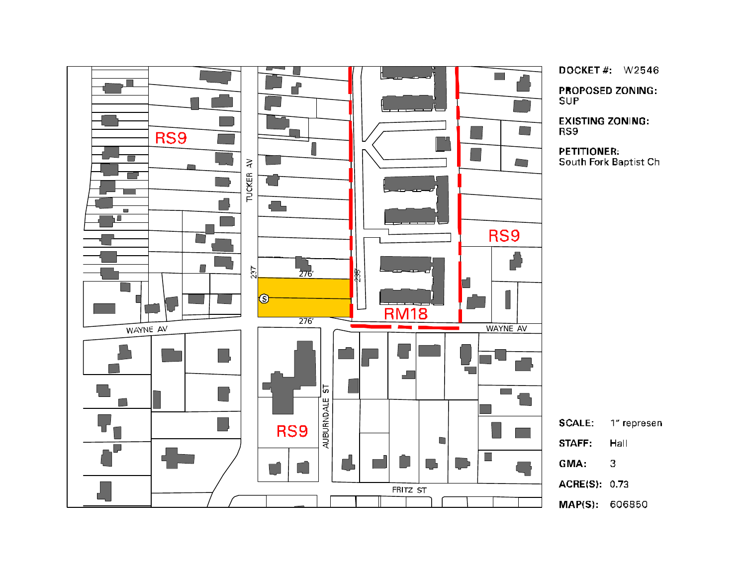**DOCKET #:** W2546

**PROPOSED ZONING:**
SUP

**EXISTING ZONING:**
RS9

**PETITIONER:**
South Fork Baptist Ch

RS9

TUCKER AV

RS9

237'

276'

235'

276'

RM18

WAYNE AV

WAYNE AV

AUBURNDALE ST

RS9

FRITZ ST

**SCALE:** 1" represen

**STAFF:** Hall

**GMA:** 3

**ACRE(S):** 0.73

**MAP(S):** 606850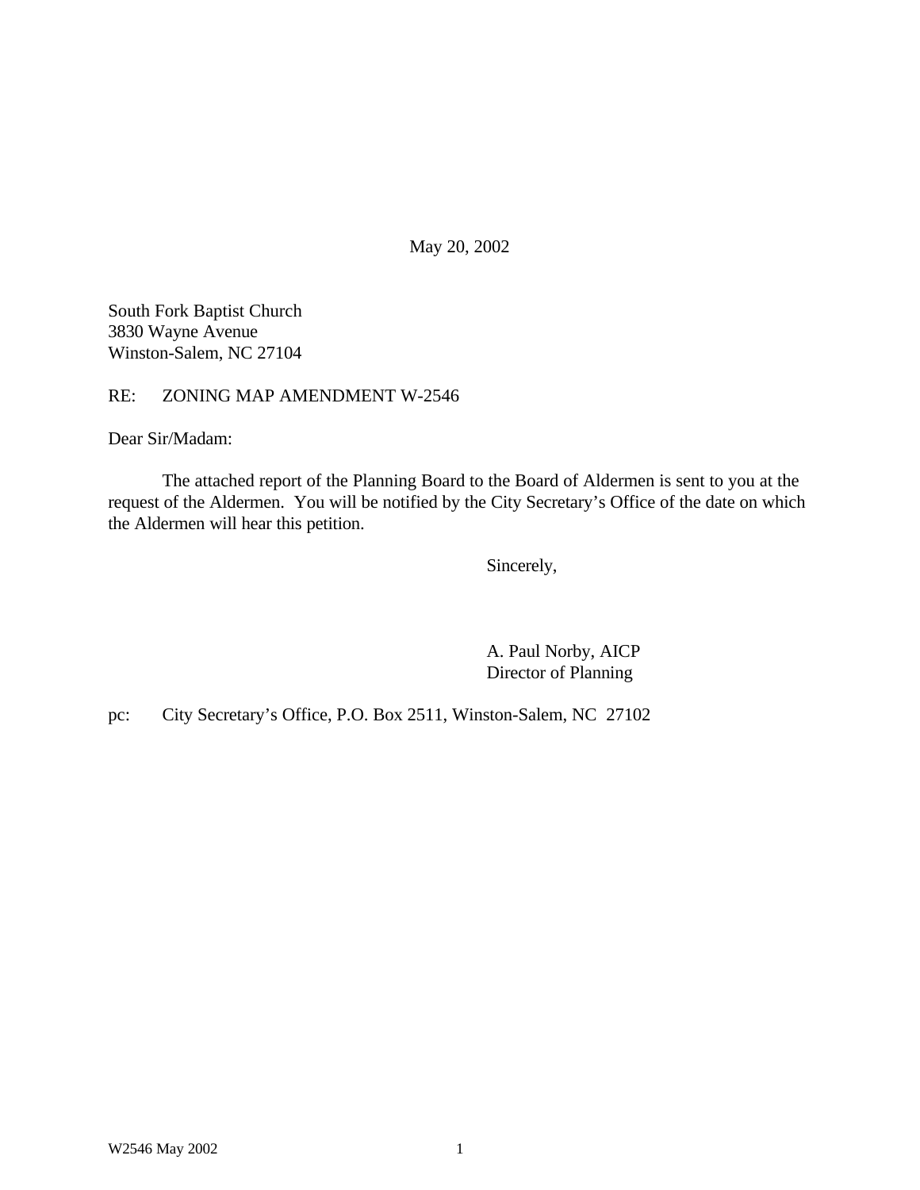May 20, 2002

South Fork Baptist Church
3830 Wayne Avenue
Winston-Salem, NC 27104

RE: ZONING MAP AMENDMENT W-2546

Dear Sir/Madam:

The attached report of the Planning Board to the Board of Aldermen is sent to you at the request of the Aldermen. You will be notified by the City Secretary's Office of the date on which the Aldermen will hear this petition.

Sincerely,

A. Paul Norby, AICP
Director of Planning

pc: City Secretary's Office, P.O. Box 2511, Winston-Salem, NC 27102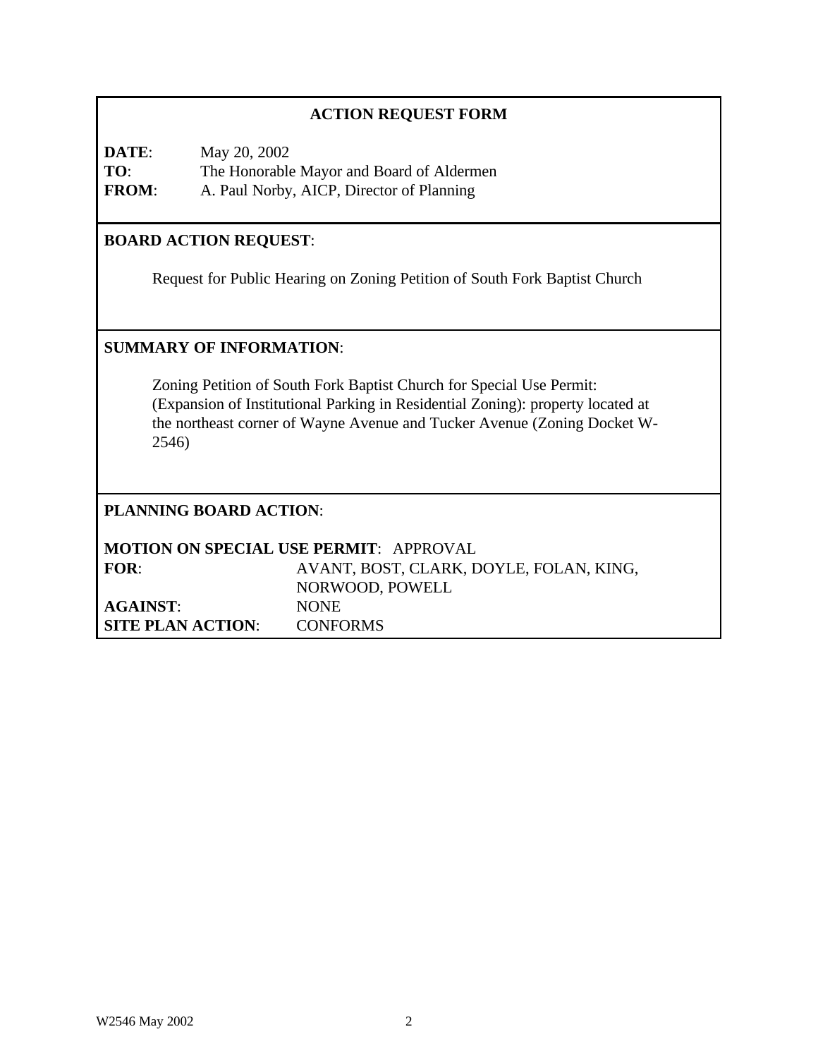## ACTION REQUEST FORM

**DATE**: May 20, 2002
**TO**: The Honorable Mayor and Board of Aldermen
**FROM**: A. Paul Norby, AICP, Director of Planning

**BOARD ACTION REQUEST**:

Request for Public Hearing on Zoning Petition of South Fork Baptist Church

**SUMMARY OF INFORMATION**:

Zoning Petition of South Fork Baptist Church for Special Use Permit: (Expansion of Institutional Parking in Residential Zoning): property located at the northeast corner of Wayne Avenue and Tucker Avenue (Zoning Docket W-2546)

**PLANNING BOARD ACTION**:

**MOTION ON SPECIAL USE PERMIT**: APPROVAL
**FOR**: AVANT, BOST, CLARK, DOYLE, FOLAN, KING, NORWOOD, POWELL
**AGAINST**: NONE
**SITE PLAN ACTION**: CONFORMS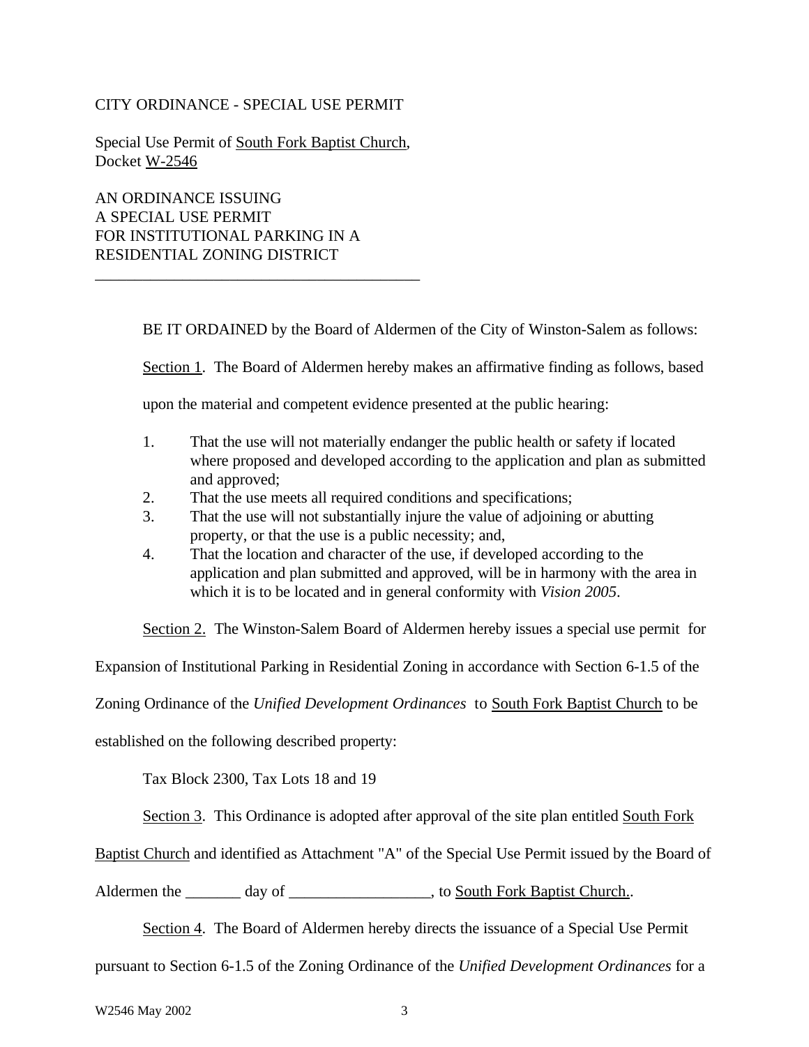CITY ORDINANCE - SPECIAL USE PERMIT

Special Use Permit of <u>South Fork Baptist Church</u>,
Docket <u>W-2546</u>

AN ORDINANCE ISSUING
A SPECIAL USE PERMIT
FOR INSTITUTIONAL PARKING IN A
RESIDENTIAL ZONING DISTRICT

---

BE IT ORDAINED by the Board of Aldermen of the City of Winston-Salem as follows:

<u>Section 1</u>. The Board of Aldermen hereby makes an affirmative finding as follows, based upon the material and competent evidence presented at the public hearing:

1. That the use will not materially endanger the public health or safety if located where proposed and developed according to the application and plan as submitted and approved;
2. That the use meets all required conditions and specifications;
3. That the use will not substantially injure the value of adjoining or abutting property, or that the use is a public necessity; and,
4. That the location and character of the use, if developed according to the application and plan submitted and approved, will be in harmony with the area in which it is to be located and in general conformity with *Vision 2005*.

<u>Section 2.</u> The Winston-Salem Board of Aldermen hereby issues a special use permit for Expansion of Institutional Parking in Residential Zoning in accordance with Section 6-1.5 of the Zoning Ordinance of the *Unified Development Ordinances* to <u>South Fork Baptist Church</u> to be established on the following described property:

Tax Block 2300, Tax Lots 18 and 19

<u>Section 3</u>. This Ordinance is adopted after approval of the site plan entitled <u>South Fork Baptist Church</u> and identified as Attachment "A" of the Special Use Permit issued by the Board of Aldermen the _______ day of _________________, to <u>South Fork Baptist Church.</u>.

<u>Section 4</u>. The Board of Aldermen hereby directs the issuance of a Special Use Permit pursuant to Section 6-1.5 of the Zoning Ordinance of the *Unified Development Ordinances* for a

W2546 May 2002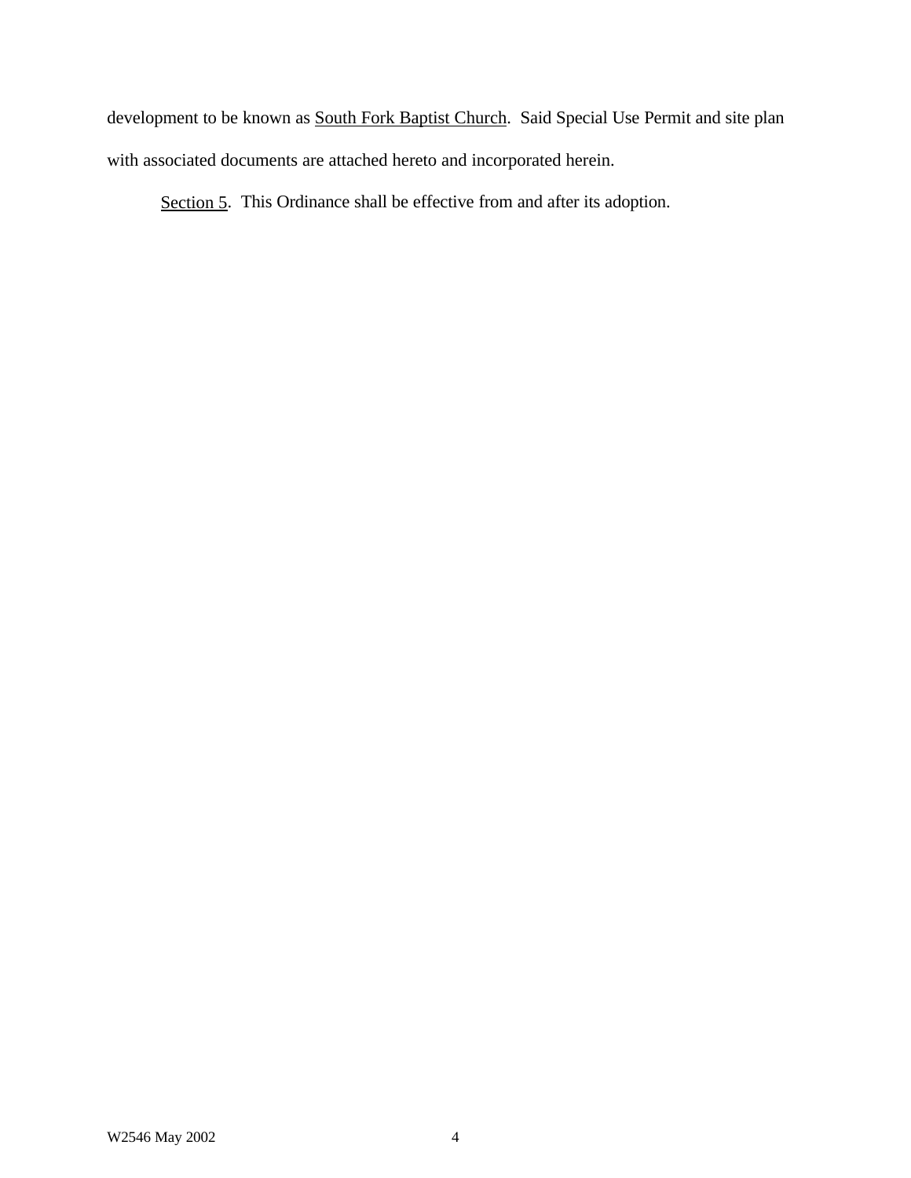development to be known as <u>South Fork Baptist Church</u>. Said Special Use Permit and site plan with associated documents are attached hereto and incorporated herein.

<u>Section 5</u>. This Ordinance shall be effective from and after its adoption.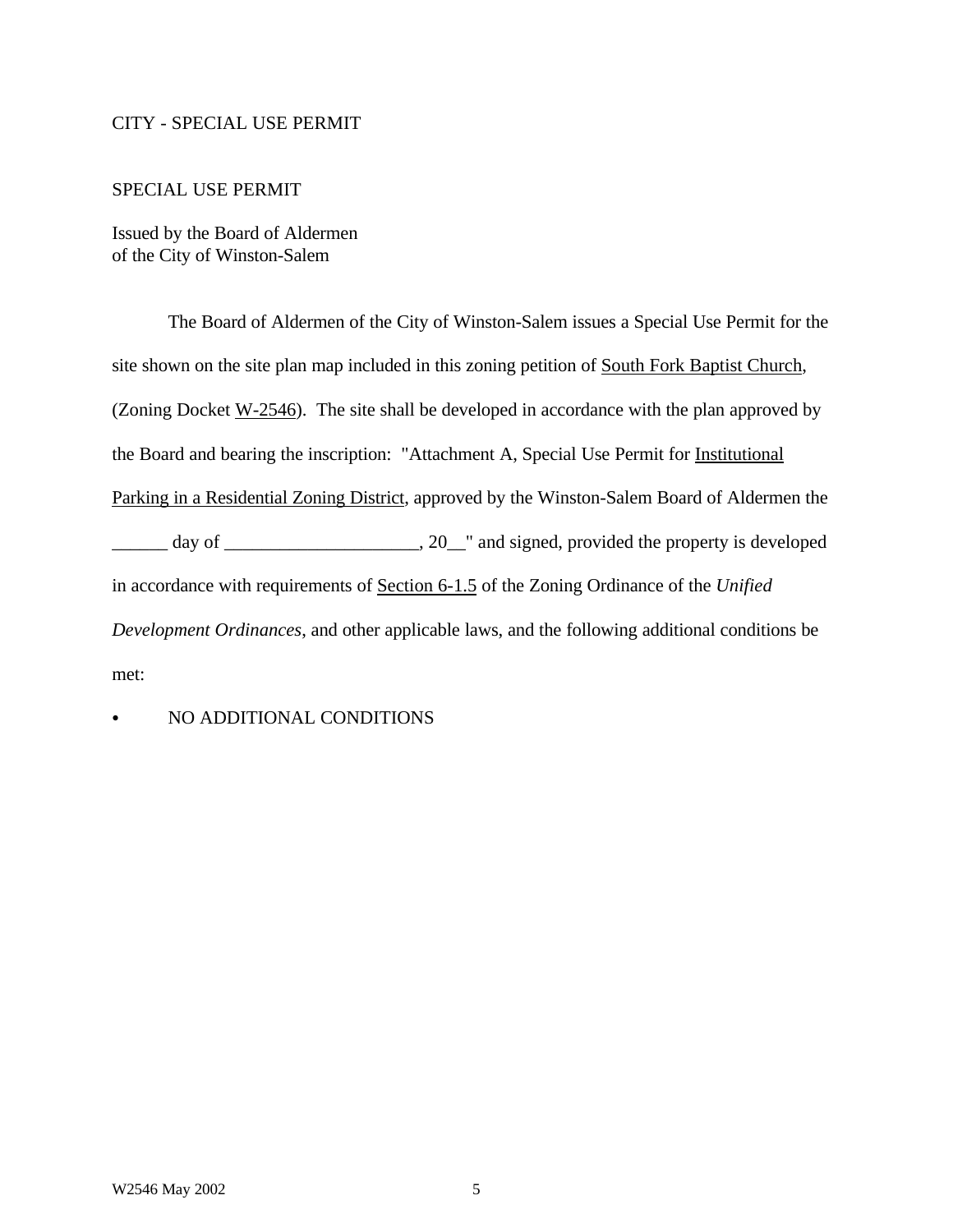CITY - SPECIAL USE PERMIT

SPECIAL USE PERMIT

Issued by the Board of Aldermen
of the City of Winston-Salem

The Board of Aldermen of the City of Winston-Salem issues a Special Use Permit for the site shown on the site plan map included in this zoning petition of South Fork Baptist Church, (Zoning Docket W-2546). The site shall be developed in accordance with the plan approved by the Board and bearing the inscription: "Attachment A, Special Use Permit for Institutional Parking in a Residential Zoning District, approved by the Winston-Salem Board of Aldermen the ______ day of _____________________, 20__" and signed, provided the property is developed in accordance with requirements of Section 6-1.5 of the Zoning Ordinance of the *Unified Development Ordinances*, and other applicable laws, and the following additional conditions be met:

- NO ADDITIONAL CONDITIONS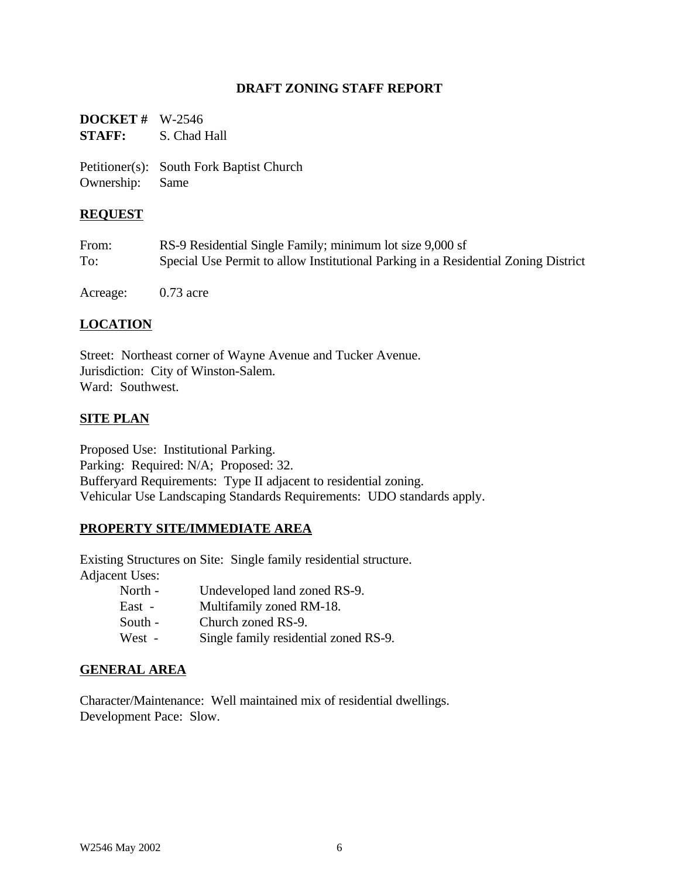**DRAFT ZONING STAFF REPORT**

**DOCKET #** W-2546
**STAFF:** S. Chad Hall

Petitioner(s): South Fork Baptist Church
Ownership: Same

## REQUEST

From: RS-9 Residential Single Family; minimum lot size 9,000 sf
To: Special Use Permit to allow Institutional Parking in a Residential Zoning District

Acreage: 0.73 acre

## LOCATION

Street: Northeast corner of Wayne Avenue and Tucker Avenue.
Jurisdiction: City of Winston-Salem.
Ward: Southwest.

## SITE PLAN

Proposed Use: Institutional Parking.
Parking: Required: N/A; Proposed: 32.
Bufferyard Requirements: Type II adjacent to residential zoning.
Vehicular Use Landscaping Standards Requirements: UDO standards apply.

## PROPERTY SITE/IMMEDIATE AREA

Existing Structures on Site: Single family residential structure.
Adjacent Uses:

- North - Undeveloped land zoned RS-9.
- East - Multifamily zoned RM-18.
- South - Church zoned RS-9.
- West - Single family residential zoned RS-9.

## GENERAL AREA

Character/Maintenance: Well maintained mix of residential dwellings.
Development Pace: Slow.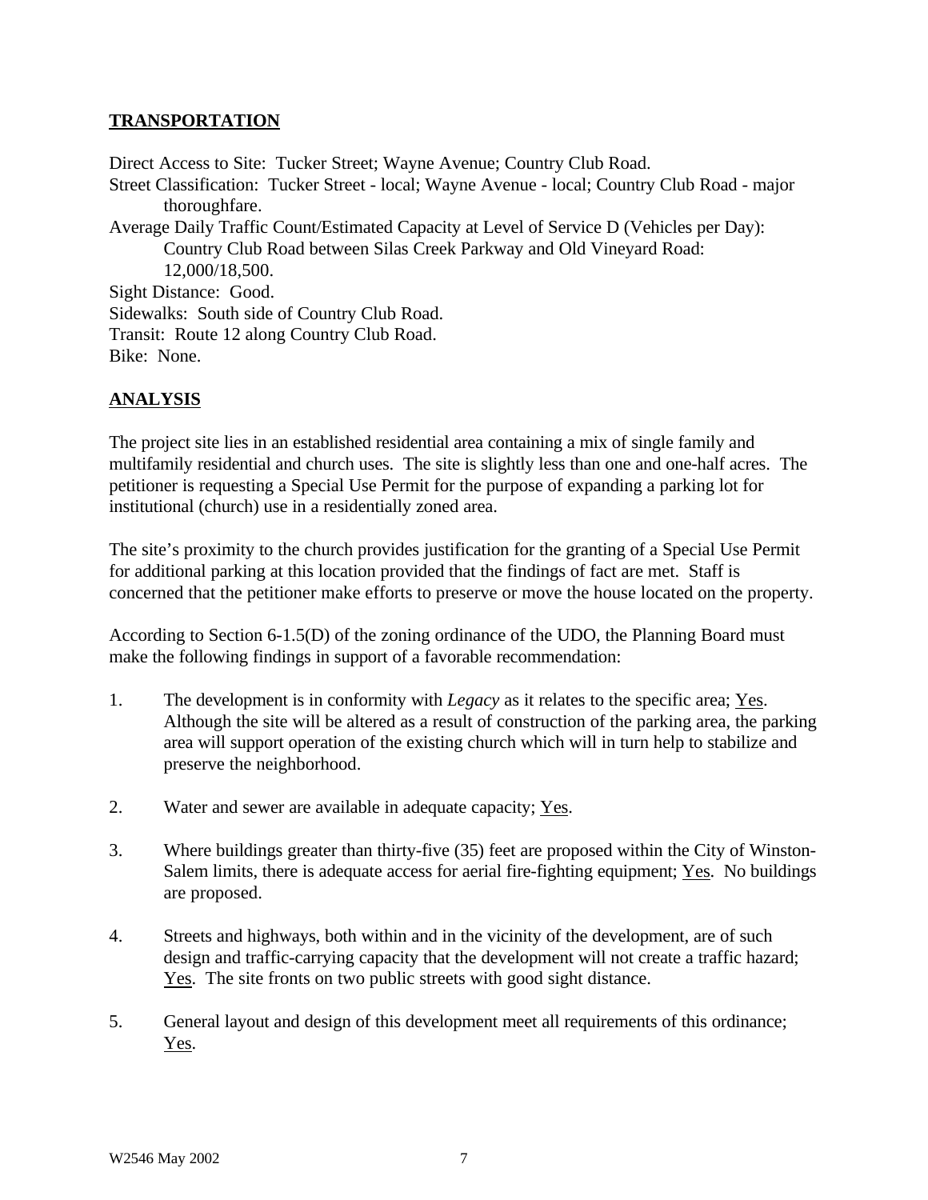## TRANSPORTATION

Direct Access to Site: Tucker Street; Wayne Avenue; Country Club Road.
Street Classification: Tucker Street - local; Wayne Avenue - local; Country Club Road - major thoroughfare.
Average Daily Traffic Count/Estimated Capacity at Level of Service D (Vehicles per Day):
Country Club Road between Silas Creek Parkway and Old Vineyard Road: 12,000/18,500.
Sight Distance: Good.
Sidewalks: South side of Country Club Road.
Transit: Route 12 along Country Club Road.
Bike: None.

## ANALYSIS

The project site lies in an established residential area containing a mix of single family and multifamily residential and church uses. The site is slightly less than one and one-half acres. The petitioner is requesting a Special Use Permit for the purpose of expanding a parking lot for institutional (church) use in a residentially zoned area.

The site's proximity to the church provides justification for the granting of a Special Use Permit for additional parking at this location provided that the findings of fact are met. Staff is concerned that the petitioner make efforts to preserve or move the house located on the property.

According to Section 6-1.5(D) of the zoning ordinance of the UDO, the Planning Board must make the following findings in support of a favorable recommendation:

1. The development is in conformity with *Legacy* as it relates to the specific area; Yes. Although the site will be altered as a result of construction of the parking area, the parking area will support operation of the existing church which will in turn help to stabilize and preserve the neighborhood.

2. Water and sewer are available in adequate capacity; Yes.

3. Where buildings greater than thirty-five (35) feet are proposed within the City of Winston-Salem limits, there is adequate access for aerial fire-fighting equipment; Yes. No buildings are proposed.

4. Streets and highways, both within and in the vicinity of the development, are of such design and traffic-carrying capacity that the development will not create a traffic hazard; Yes. The site fronts on two public streets with good sight distance.

5. General layout and design of this development meet all requirements of this ordinance; Yes.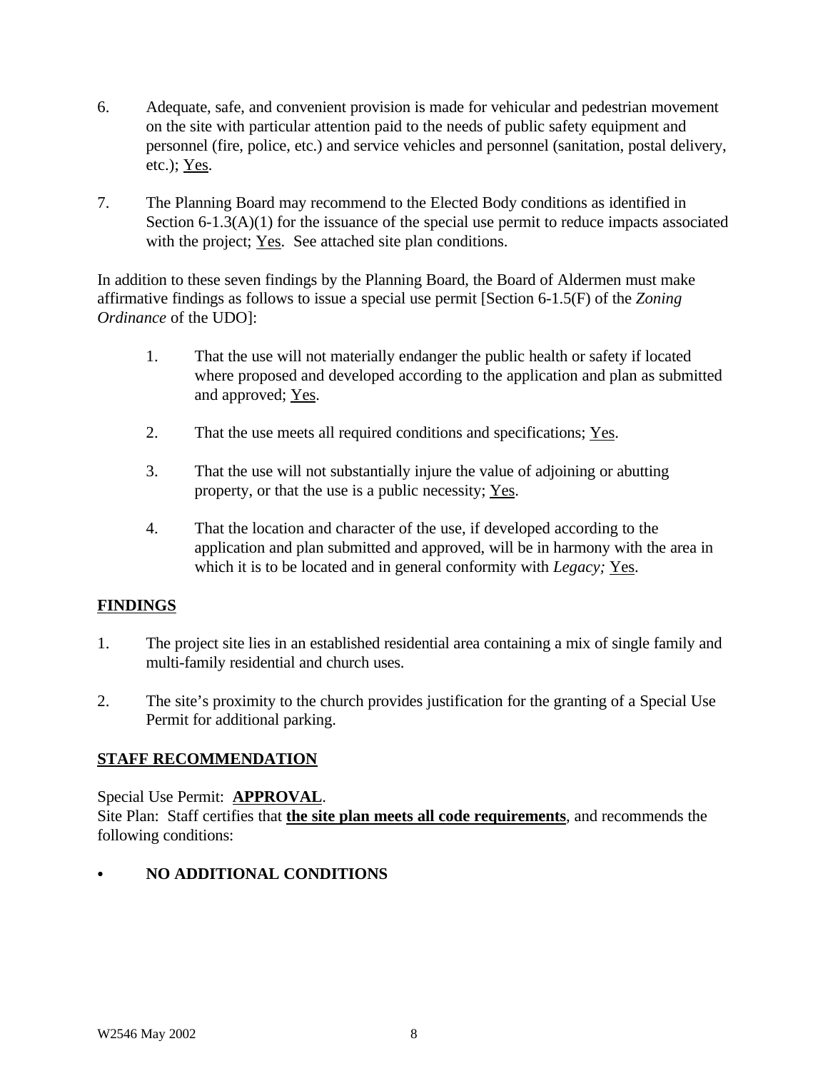6. Adequate, safe, and convenient provision is made for vehicular and pedestrian movement on the site with particular attention paid to the needs of public safety equipment and personnel (fire, police, etc.) and service vehicles and personnel (sanitation, postal delivery, etc.); Yes.

7. The Planning Board may recommend to the Elected Body conditions as identified in Section 6-1.3(A)(1) for the issuance of the special use permit to reduce impacts associated with the project; Yes. See attached site plan conditions.

In addition to these seven findings by the Planning Board, the Board of Aldermen must make affirmative findings as follows to issue a special use permit [Section 6-1.5(F) of the *Zoning Ordinance* of the UDO]:

1. That the use will not materially endanger the public health or safety if located where proposed and developed according to the application and plan as submitted and approved; Yes.

2. That the use meets all required conditions and specifications; Yes.

3. That the use will not substantially injure the value of adjoining or abutting property, or that the use is a public necessity; Yes.

4. That the location and character of the use, if developed according to the application and plan submitted and approved, will be in harmony with the area in which it is to be located and in general conformity with *Legacy;* Yes.

## FINDINGS

1. The project site lies in an established residential area containing a mix of single family and multi-family residential and church uses.

2. The site's proximity to the church provides justification for the granting of a Special Use Permit for additional parking.

## STAFF RECOMMENDATION

Special Use Permit: **APPROVAL**.
Site Plan: Staff certifies that **the site plan meets all code requirements**, and recommends the following conditions:

- **NO ADDITIONAL CONDITIONS**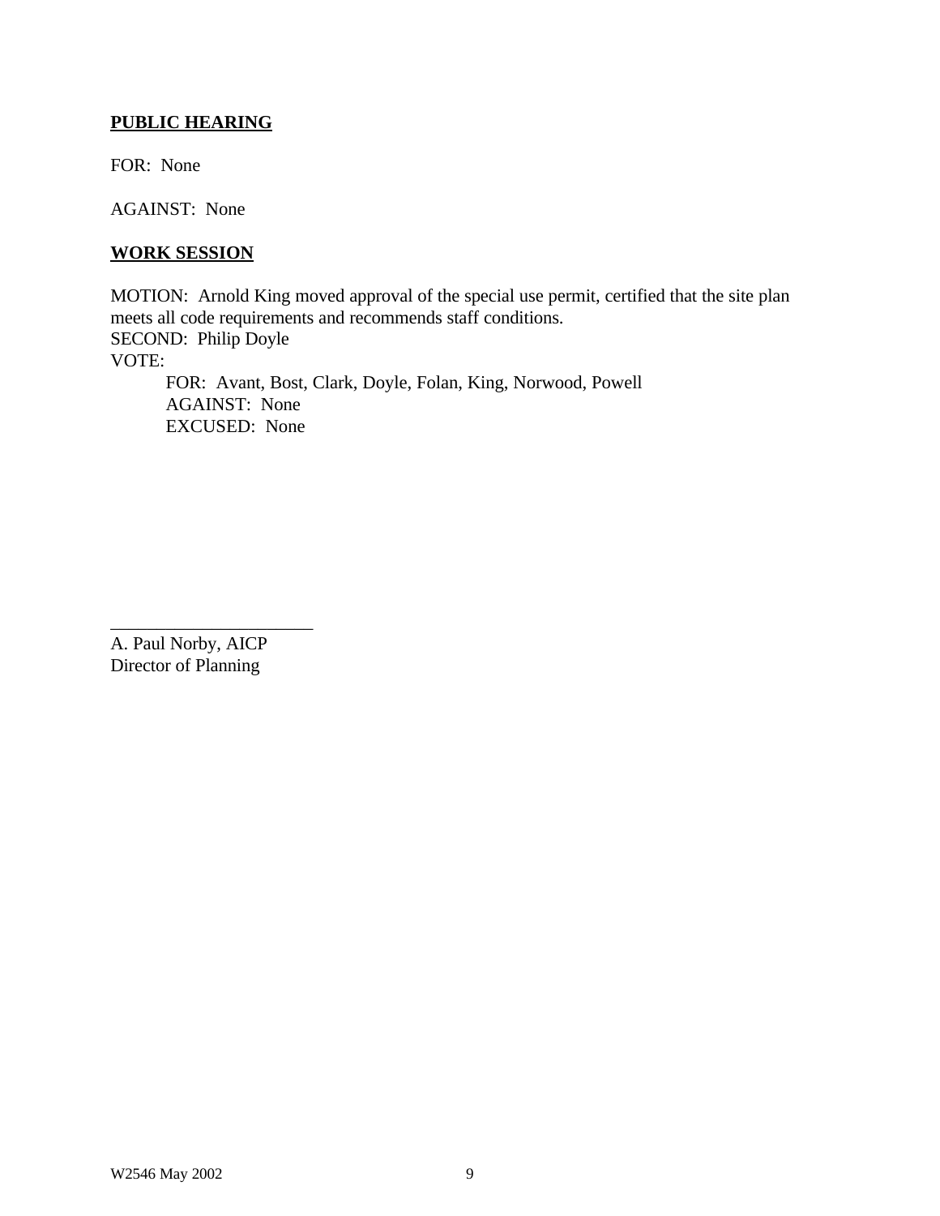**PUBLIC HEARING**

FOR:  None

AGAINST:  None

**WORK SESSION**

MOTION:  Arnold King moved approval of the special use permit, certified that the site plan meets all code requirements and recommends staff conditions.
SECOND:  Philip Doyle
VOTE:

FOR:  Avant, Bost, Clark, Doyle, Folan, King, Norwood, Powell
AGAINST:  None
EXCUSED:  None

______________________
A. Paul Norby, AICP
Director of Planning